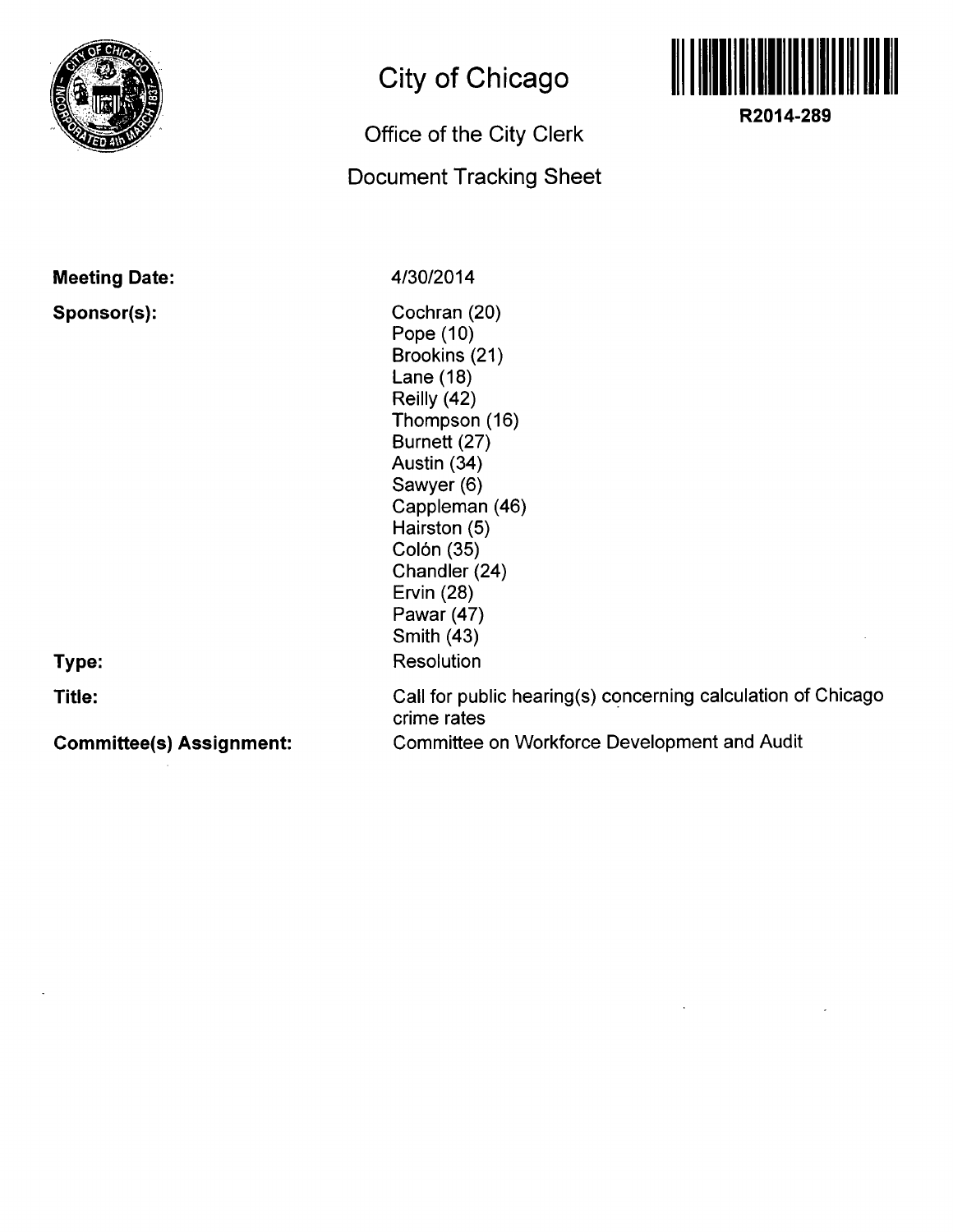# City of Chicago

## Office of the City Clerk

## Document Tracking Sheet

**R2014-289**

**Meeting Date:** 4/30/2014

**Sponsor(s):**
Cochran (20)
Pope (10)
Brookins (21)
Lane (18)
Reilly (42)
Thompson (16)
Burnett (27)
Austin (34)
Sawyer (6)
Cappleman (46)
Hairston (5)
Colón (35)
Chandler (24)
Ervin (28)
Pawar (47)
Smith (43)

**Type:** Resolution

**Title:** Call for public hearing(s) concerning calculation of Chicago crime rates

**Committee(s) Assignment:** Committee on Workforce Development and Audit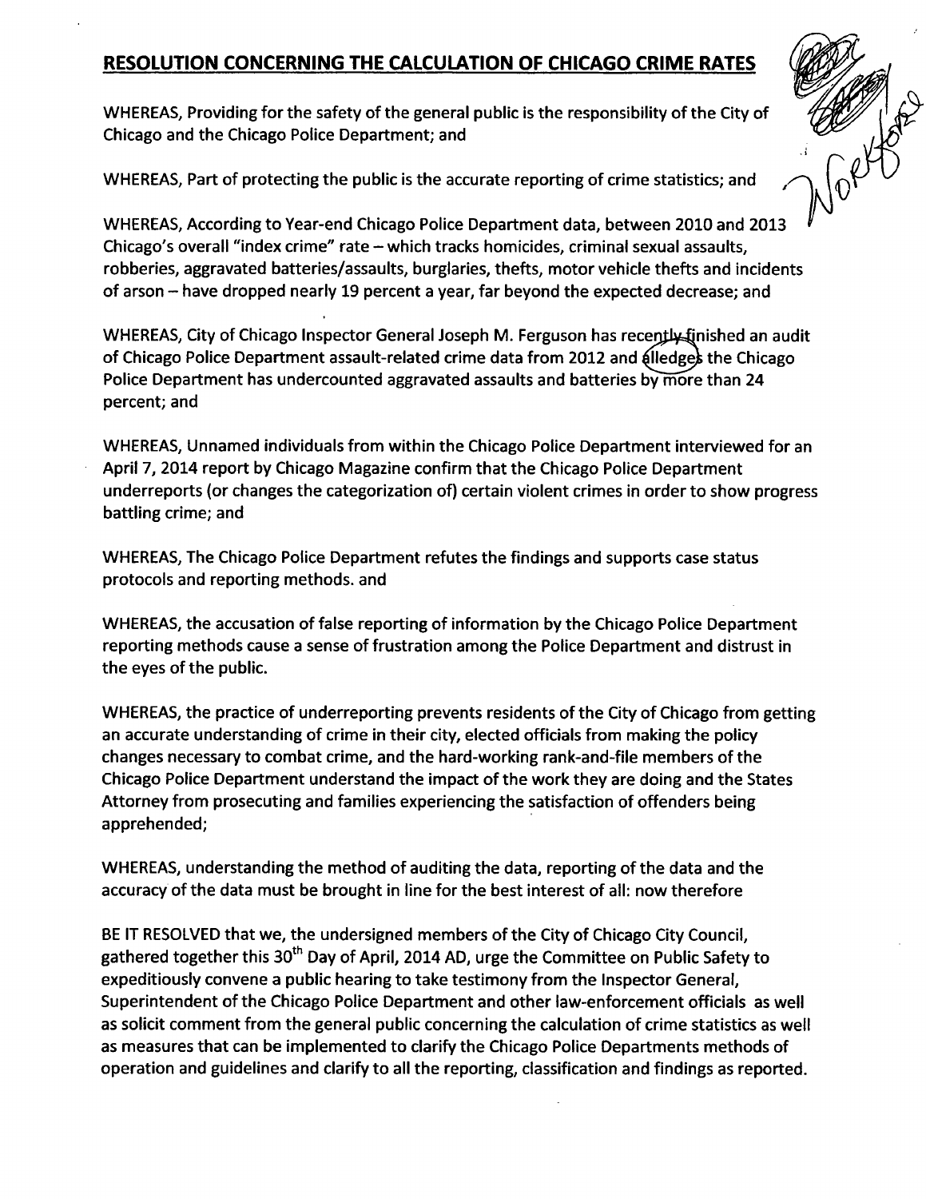## **RESOLUTION CONCERNING THE CALCULATION OF CHICAGO CRIME RATES**

WHEREAS, Providing for the safety of the general public is the responsibility of the City of Chicago and the Chicago Police Department; and

WHEREAS, Part of protecting the public is the accurate reporting of crime statistics; and

WHEREAS, According to Year-end Chicago Police Department data, between 2010 and 2013 Chicago's overall "index crime" rate – which tracks homicides, criminal sexual assaults, robberies, aggravated batteries/assaults, burglaries, thefts, motor vehicle thefts and incidents of arson – have dropped nearly 19 percent a year, far beyond the expected decrease; and

WHEREAS, City of Chicago Inspector General Joseph M. Ferguson has recently finished an audit of Chicago Police Department assault-related crime data from 2012 and alledges the Chicago Police Department has undercounted aggravated assaults and batteries by more than 24 percent; and

WHEREAS, Unnamed individuals from within the Chicago Police Department interviewed for an April 7, 2014 report by Chicago Magazine confirm that the Chicago Police Department underreports (or changes the categorization of) certain violent crimes in order to show progress battling crime; and

WHEREAS, The Chicago Police Department refutes the findings and supports case status protocols and reporting methods. and

WHEREAS, the accusation of false reporting of information by the Chicago Police Department reporting methods cause a sense of frustration among the Police Department and distrust in the eyes of the public.

WHEREAS, the practice of underreporting prevents residents of the City of Chicago from getting an accurate understanding of crime in their city, elected officials from making the policy changes necessary to combat crime, and the hard-working rank-and-file members of the Chicago Police Department understand the impact of the work they are doing and the States Attorney from prosecuting and families experiencing the satisfaction of offenders being apprehended;

WHEREAS, understanding the method of auditing the data, reporting of the data and the accuracy of the data must be brought in line for the best interest of all: now therefore

BE IT RESOLVED that we, the undersigned members of the City of Chicago City Council, gathered together this 30th Day of April, 2014 AD, urge the Committee on Public Safety to expeditiously convene a public hearing to take testimony from the Inspector General, Superintendent of the Chicago Police Department and other law-enforcement officials as well as solicit comment from the general public concerning the calculation of crime statistics as well as measures that can be implemented to clarify the Chicago Police Departments methods of operation and guidelines and clarify to all the reporting, classification and findings as reported.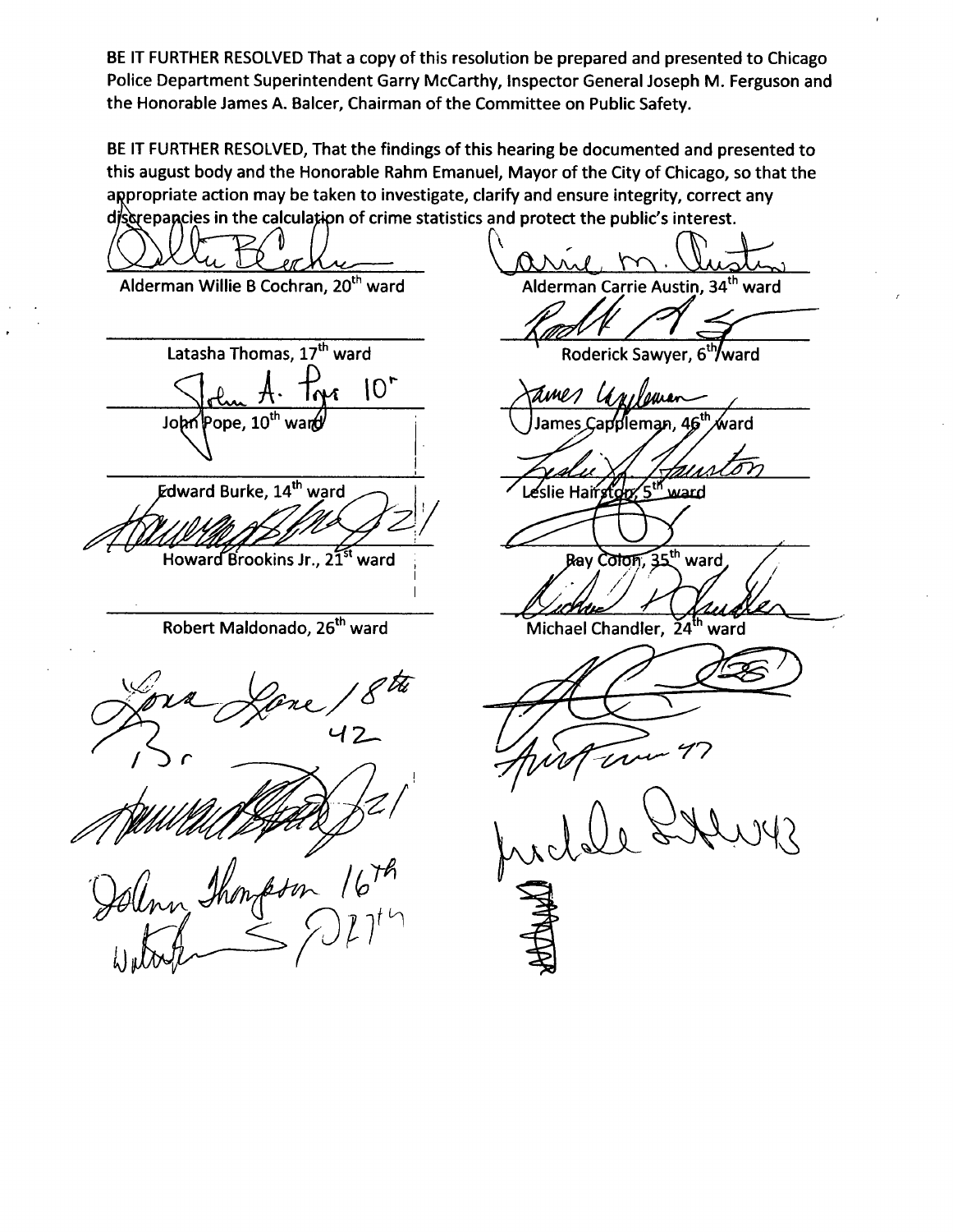BE IT FURTHER RESOLVED That a copy of this resolution be prepared and presented to Chicago Police Department Superintendent Garry McCarthy, Inspector General Joseph M. Ferguson and the Honorable James A. Balcer, Chairman of the Committee on Public Safety.

BE IT FURTHER RESOLVED, That the findings of this hearing be documented and presented to this august body and the Honorable Rahm Emanuel, Mayor of the City of Chicago, so that the appropriate action may be taken to investigate, clarify and ensure integrity, correct any discrepancies in the calculation of crime statistics and protect the public's interest.

Alderman Willie B Cochran, 20th ward

Alderman Carrie Austin, 34th ward

Latasha Thomas, 17th ward

Roderick Sawyer, 6th ward

John A. Pope 10r

John Pope, 10th ward

James Cappleman, 46th ward

Edward Burke, 14th ward

Leslie Hairston, 5th ward

Howard Brookins Jr., 21st ward

Ray Colon, 35th ward

Robert Maldonado, 26th ward

Michael Chandler, 24th ward

Lona Lane 18th

42

15r

21

Joann Thompson 16th

27th

47

43